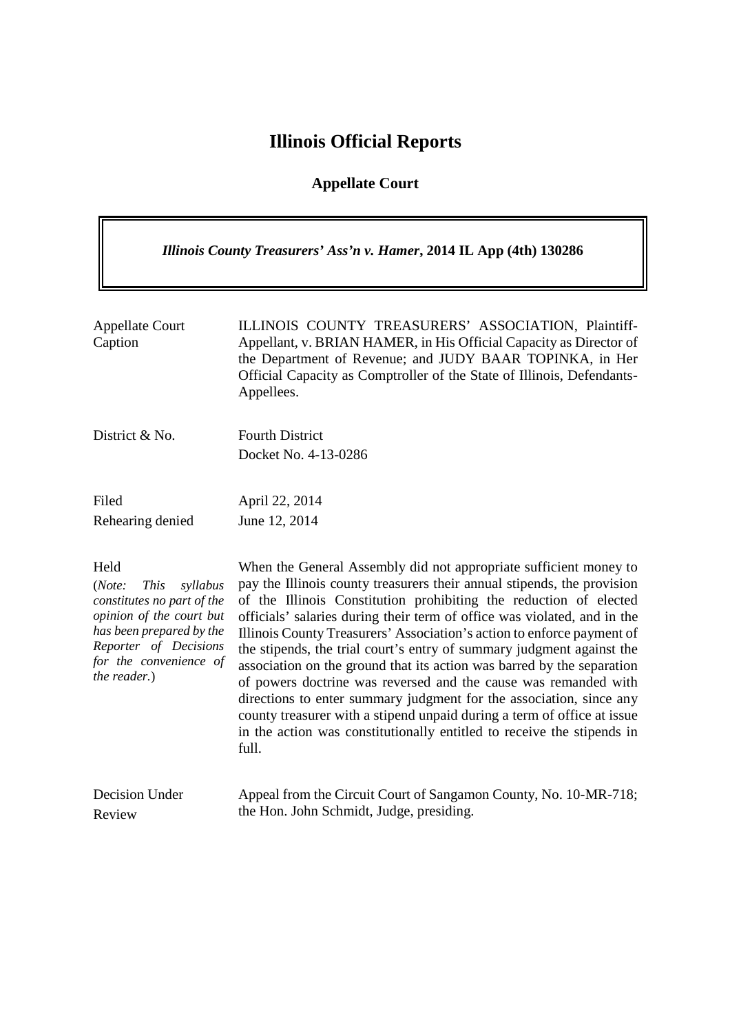# Illinois Official Reports

## Appellate Court

***Illinois County Treasurers' Ass'n v. Hamer*, 2014 IL App (4th) 130286**

| | |
|---|---|
| Appellate Court Caption | ILLINOIS COUNTY TREASURERS' ASSOCIATION, Plaintiff-Appellant, v. BRIAN HAMER, in His Official Capacity as Director of the Department of Revenue; and JUDY BAAR TOPINKA, in Her Official Capacity as Comptroller of the State of Illinois, Defendants-Appellees. |
| District & No. | Fourth District<br>Docket No. 4-13-0286 |
| Filed<br>Rehearing denied | April 22, 2014<br>June 12, 2014 |
| Held<br>(*Note: This syllabus constitutes no part of the opinion of the court but has been prepared by the Reporter of Decisions for the convenience of the reader.*) | When the General Assembly did not appropriate sufficient money to pay the Illinois county treasurers their annual stipends, the provision of the Illinois Constitution prohibiting the reduction of elected officials' salaries during their term of office was violated, and in the Illinois County Treasurers' Association's action to enforce payment of the stipends, the trial court's entry of summary judgment against the association on the ground that its action was barred by the separation of powers doctrine was reversed and the cause was remanded with directions to enter summary judgment for the association, since any county treasurer with a stipend unpaid during a term of office at issue in the action was constitutionally entitled to receive the stipends in full. |
| Decision Under Review | Appeal from the Circuit Court of Sangamon County, No. 10-MR-718; the Hon. John Schmidt, Judge, presiding. |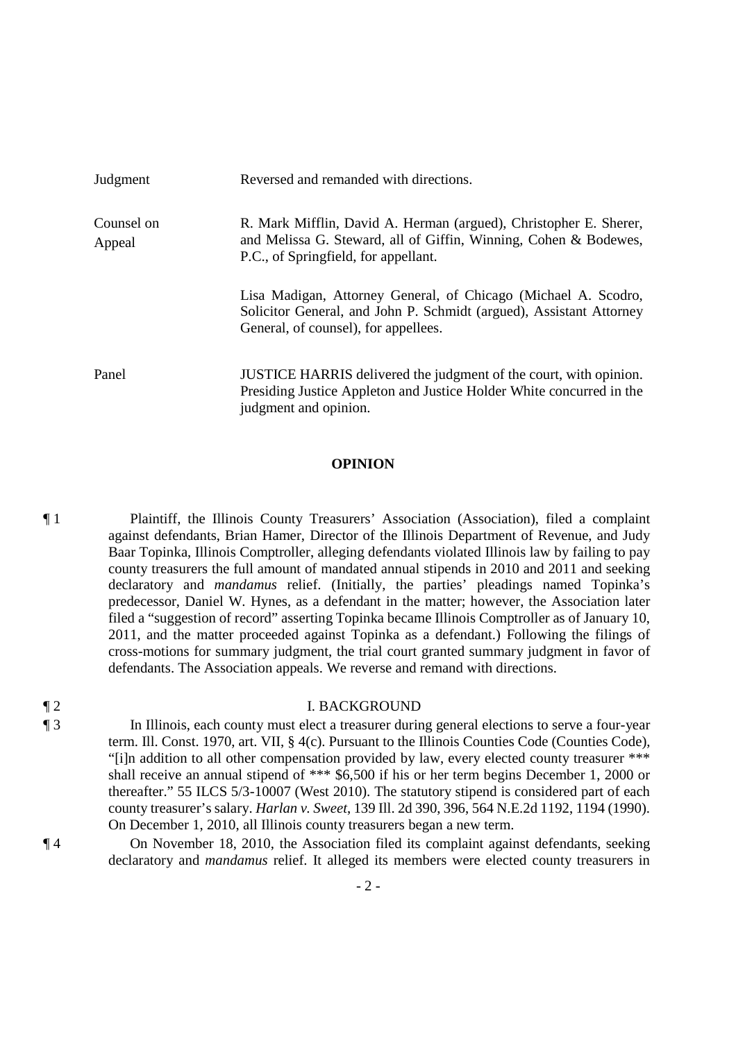| | |
|---|---|
| Judgment | Reversed and remanded with directions. |
| Counsel on Appeal | R. Mark Mifflin, David A. Herman (argued), Christopher E. Sherer, and Melissa G. Steward, all of Giffin, Winning, Cohen & Bodewes, P.C., of Springfield, for appellant.<br><br>Lisa Madigan, Attorney General, of Chicago (Michael A. Scodro, Solicitor General, and John P. Schmidt (argued), Assistant Attorney General, of counsel), for appellees. |
| Panel | JUSTICE HARRIS delivered the judgment of the court, with opinion. Presiding Justice Appleton and Justice Holder White concurred in the judgment and opinion. |

## OPINION

¶ 1 Plaintiff, the Illinois County Treasurers' Association (Association), filed a complaint against defendants, Brian Hamer, Director of the Illinois Department of Revenue, and Judy Baar Topinka, Illinois Comptroller, alleging defendants violated Illinois law by failing to pay county treasurers the full amount of mandated annual stipends in 2010 and 2011 and seeking declaratory and *mandamus* relief. (Initially, the parties' pleadings named Topinka's predecessor, Daniel W. Hynes, as a defendant in the matter; however, the Association later filed a "suggestion of record" asserting Topinka became Illinois Comptroller as of January 10, 2011, and the matter proceeded against Topinka as a defendant.) Following the filings of cross-motions for summary judgment, the trial court granted summary judgment in favor of defendants. The Association appeals. We reverse and remand with directions.

¶ 2 I. BACKGROUND

¶ 3 In Illinois, each county must elect a treasurer during general elections to serve a four-year term. Ill. Const. 1970, art. VII, § 4(c). Pursuant to the Illinois Counties Code (Counties Code), "[i]n addition to all other compensation provided by law, every elected county treasurer *** shall receive an annual stipend of *** $6,500 if his or her term begins December 1, 2000 or thereafter." 55 ILCS 5/3-10007 (West 2010). The statutory stipend is considered part of each county treasurer's salary. *Harlan v. Sweet*, 139 Ill. 2d 390, 396, 564 N.E.2d 1192, 1194 (1990). On December 1, 2010, all Illinois county treasurers began a new term.

¶ 4 On November 18, 2010, the Association filed its complaint against defendants, seeking declaratory and *mandamus* relief. It alleged its members were elected county treasurers in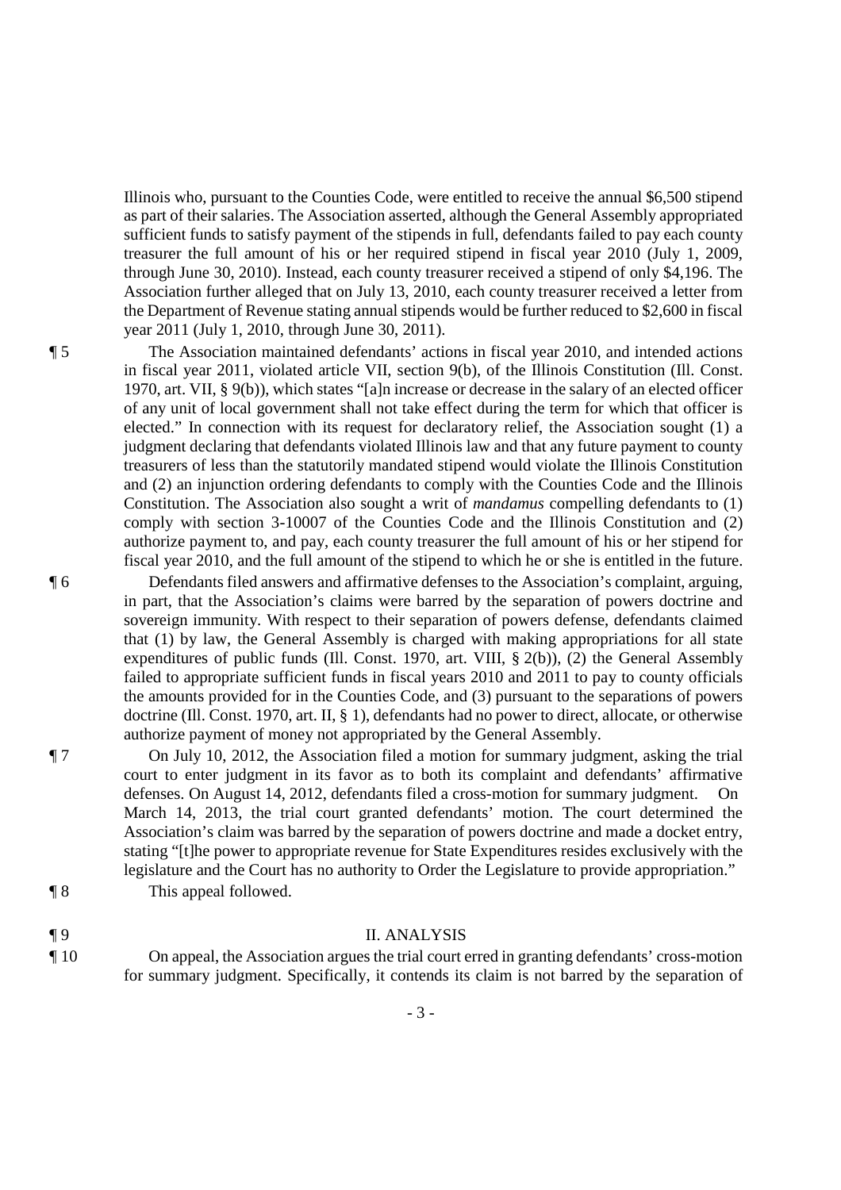Illinois who, pursuant to the Counties Code, were entitled to receive the annual $6,500 stipend as part of their salaries. The Association asserted, although the General Assembly appropriated sufficient funds to satisfy payment of the stipends in full, defendants failed to pay each county treasurer the full amount of his or her required stipend in fiscal year 2010 (July 1, 2009, through June 30, 2010). Instead, each county treasurer received a stipend of only $4,196. The Association further alleged that on July 13, 2010, each county treasurer received a letter from the Department of Revenue stating annual stipends would be further reduced to $2,600 in fiscal year 2011 (July 1, 2010, through June 30, 2011).

¶ 5 The Association maintained defendants' actions in fiscal year 2010, and intended actions in fiscal year 2011, violated article VII, section 9(b), of the Illinois Constitution (Ill. Const. 1970, art. VII, § 9(b)), which states "[a]n increase or decrease in the salary of an elected officer of any unit of local government shall not take effect during the term for which that officer is elected." In connection with its request for declaratory relief, the Association sought (1) a judgment declaring that defendants violated Illinois law and that any future payment to county treasurers of less than the statutorily mandated stipend would violate the Illinois Constitution and (2) an injunction ordering defendants to comply with the Counties Code and the Illinois Constitution. The Association also sought a writ of *mandamus* compelling defendants to (1) comply with section 3-10007 of the Counties Code and the Illinois Constitution and (2) authorize payment to, and pay, each county treasurer the full amount of his or her stipend for fiscal year 2010, and the full amount of the stipend to which he or she is entitled in the future.

¶ 6 Defendants filed answers and affirmative defenses to the Association's complaint, arguing, in part, that the Association's claims were barred by the separation of powers doctrine and sovereign immunity. With respect to their separation of powers defense, defendants claimed that (1) by law, the General Assembly is charged with making appropriations for all state expenditures of public funds (Ill. Const. 1970, art. VIII, § 2(b)), (2) the General Assembly failed to appropriate sufficient funds in fiscal years 2010 and 2011 to pay to county officials the amounts provided for in the Counties Code, and (3) pursuant to the separations of powers doctrine (Ill. Const. 1970, art. II, § 1), defendants had no power to direct, allocate, or otherwise authorize payment of money not appropriated by the General Assembly.

¶ 7 On July 10, 2012, the Association filed a motion for summary judgment, asking the trial court to enter judgment in its favor as to both its complaint and defendants' affirmative defenses. On August 14, 2012, defendants filed a cross-motion for summary judgment. On March 14, 2013, the trial court granted defendants' motion. The court determined the Association's claim was barred by the separation of powers doctrine and made a docket entry, stating "[t]he power to appropriate revenue for State Expenditures resides exclusively with the legislature and the Court has no authority to Order the Legislature to provide appropriation."

¶ 8 This appeal followed.

## ¶ 9 II. ANALYSIS

¶ 10 On appeal, the Association argues the trial court erred in granting defendants' cross-motion for summary judgment. Specifically, it contends its claim is not barred by the separation of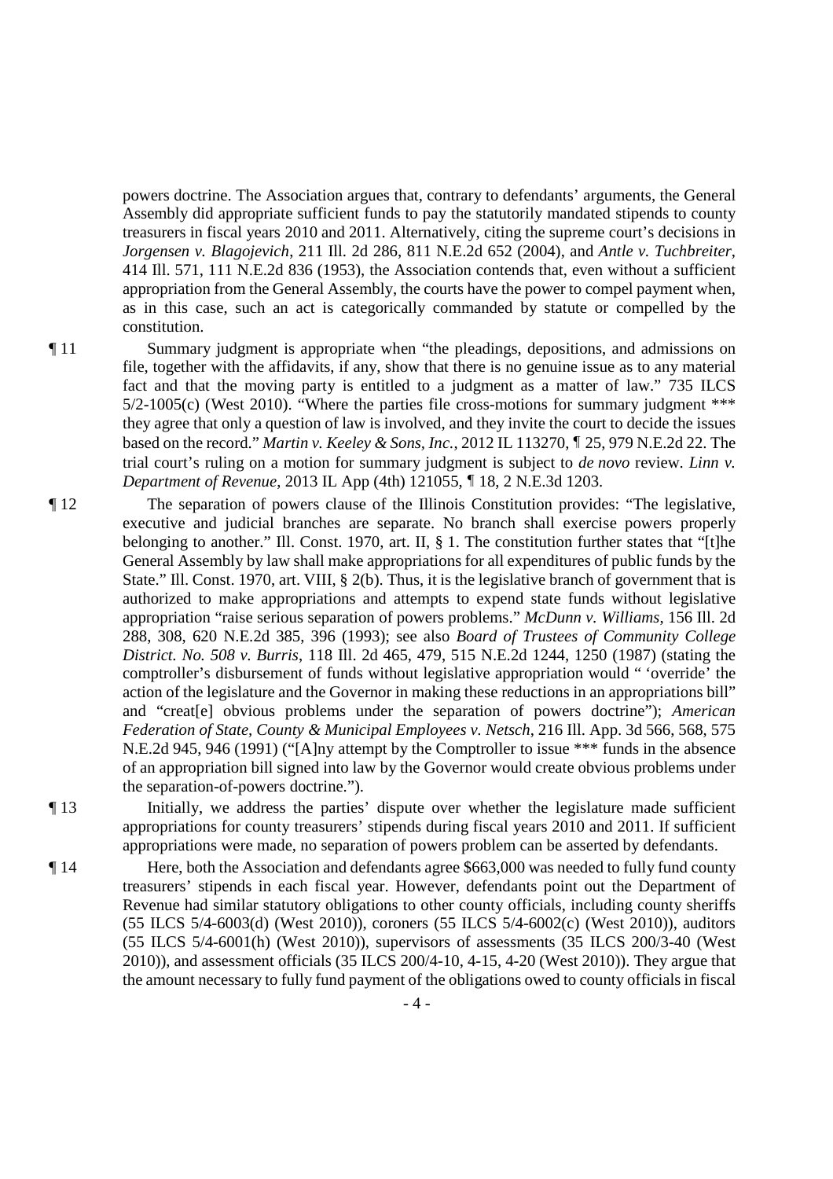powers doctrine. The Association argues that, contrary to defendants' arguments, the General Assembly did appropriate sufficient funds to pay the statutorily mandated stipends to county treasurers in fiscal years 2010 and 2011. Alternatively, citing the supreme court's decisions in *Jorgensen v. Blagojevich*, 211 Ill. 2d 286, 811 N.E.2d 652 (2004), and *Antle v. Tuchbreiter*, 414 Ill. 571, 111 N.E.2d 836 (1953), the Association contends that, even without a sufficient appropriation from the General Assembly, the courts have the power to compel payment when, as in this case, such an act is categorically commanded by statute or compelled by the constitution.

¶ 11 Summary judgment is appropriate when "the pleadings, depositions, and admissions on file, together with the affidavits, if any, show that there is no genuine issue as to any material fact and that the moving party is entitled to a judgment as a matter of law." 735 ILCS 5/2-1005(c) (West 2010). "Where the parties file cross-motions for summary judgment *** they agree that only a question of law is involved, and they invite the court to decide the issues based on the record." *Martin v. Keeley & Sons, Inc.*, 2012 IL 113270, ¶ 25, 979 N.E.2d 22. The trial court's ruling on a motion for summary judgment is subject to *de novo* review. *Linn v. Department of Revenue*, 2013 IL App (4th) 121055, ¶ 18, 2 N.E.3d 1203.

¶ 12 The separation of powers clause of the Illinois Constitution provides: "The legislative, executive and judicial branches are separate. No branch shall exercise powers properly belonging to another." Ill. Const. 1970, art. II, § 1. The constitution further states that "[t]he General Assembly by law shall make appropriations for all expenditures of public funds by the State." Ill. Const. 1970, art. VIII, § 2(b). Thus, it is the legislative branch of government that is authorized to make appropriations and attempts to expend state funds without legislative appropriation "raise serious separation of powers problems." *McDunn v. Williams*, 156 Ill. 2d 288, 308, 620 N.E.2d 385, 396 (1993); see also *Board of Trustees of Community College District. No. 508 v. Burris*, 118 Ill. 2d 465, 479, 515 N.E.2d 1244, 1250 (1987) (stating the comptroller's disbursement of funds without legislative appropriation would " 'override' the action of the legislature and the Governor in making these reductions in an appropriations bill" and "creat[e] obvious problems under the separation of powers doctrine"); *American Federation of State, County & Municipal Employees v. Netsch*, 216 Ill. App. 3d 566, 568, 575 N.E.2d 945, 946 (1991) ("[A]ny attempt by the Comptroller to issue *** funds in the absence of an appropriation bill signed into law by the Governor would create obvious problems under the separation-of-powers doctrine.").

¶ 13 Initially, we address the parties' dispute over whether the legislature made sufficient appropriations for county treasurers' stipends during fiscal years 2010 and 2011. If sufficient appropriations were made, no separation of powers problem can be asserted by defendants.

¶ 14 Here, both the Association and defendants agree $663,000 was needed to fully fund county treasurers' stipends in each fiscal year. However, defendants point out the Department of Revenue had similar statutory obligations to other county officials, including county sheriffs (55 ILCS 5/4-6003(d) (West 2010)), coroners (55 ILCS 5/4-6002(c) (West 2010)), auditors (55 ILCS 5/4-6001(h) (West 2010)), supervisors of assessments (35 ILCS 200/3-40 (West 2010)), and assessment officials (35 ILCS 200/4-10, 4-15, 4-20 (West 2010)). They argue that the amount necessary to fully fund payment of the obligations owed to county officials in fiscal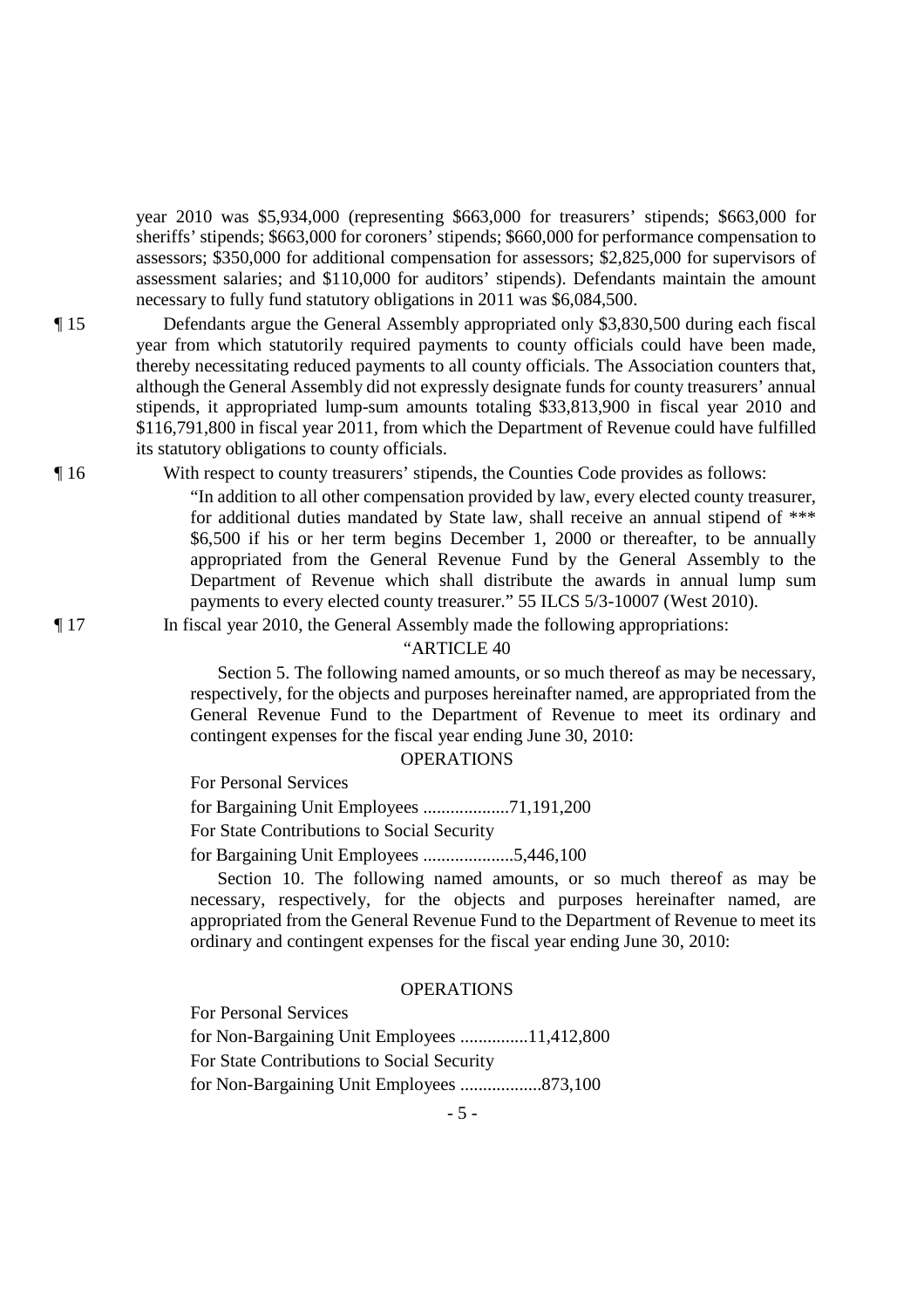year 2010 was $5,934,000 (representing $663,000 for treasurers' stipends; $663,000 for sheriffs' stipends; $663,000 for coroners' stipends; $660,000 for performance compensation to assessors; $350,000 for additional compensation for assessors; $2,825,000 for supervisors of assessment salaries; and $110,000 for auditors' stipends). Defendants maintain the amount necessary to fully fund statutory obligations in 2011 was $6,084,500.

¶ 15 Defendants argue the General Assembly appropriated only $3,830,500 during each fiscal year from which statutorily required payments to county officials could have been made, thereby necessitating reduced payments to all county officials. The Association counters that, although the General Assembly did not expressly designate funds for county treasurers' annual stipends, it appropriated lump-sum amounts totaling $33,813,900 in fiscal year 2010 and $116,791,800 in fiscal year 2011, from which the Department of Revenue could have fulfilled its statutory obligations to county officials.

¶ 16 With respect to county treasurers' stipends, the Counties Code provides as follows:

> "In addition to all other compensation provided by law, every elected county treasurer, for additional duties mandated by State law, shall receive an annual stipend of *** $6,500 if his or her term begins December 1, 2000 or thereafter, to be annually appropriated from the General Revenue Fund by the General Assembly to the Department of Revenue which shall distribute the awards in annual lump sum payments to every elected county treasurer." 55 ILCS 5/3-10007 (West 2010).

¶ 17 In fiscal year 2010, the General Assembly made the following appropriations:

> "ARTICLE 40
>
> Section 5. The following named amounts, or so much thereof as may be necessary, respectively, for the objects and purposes hereinafter named, are appropriated from the General Revenue Fund to the Department of Revenue to meet its ordinary and contingent expenses for the fiscal year ending June 30, 2010:
>
> OPERATIONS
>
> For Personal Services
> for Bargaining Unit Employees ...................71,191,200
> For State Contributions to Social Security
> for Bargaining Unit Employees ....................5,446,100
>
> Section 10. The following named amounts, or so much thereof as may be necessary, respectively, for the objects and purposes hereinafter named, are appropriated from the General Revenue Fund to the Department of Revenue to meet its ordinary and contingent expenses for the fiscal year ending June 30, 2010:
>
> OPERATIONS
>
> For Personal Services
> for Non-Bargaining Unit Employees ...............11,412,800
> For State Contributions to Social Security
> for Non-Bargaining Unit Employees ..................873,100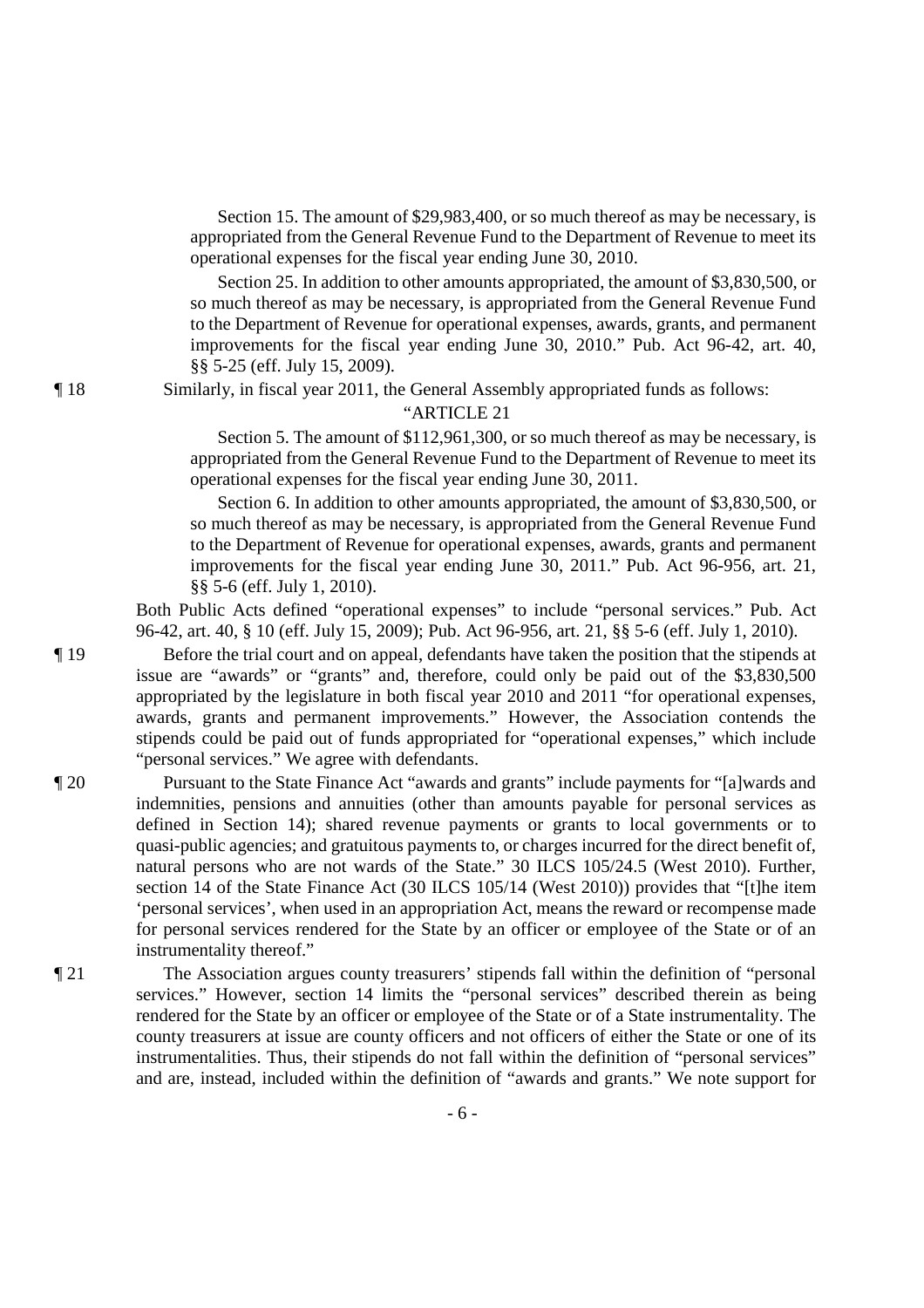Section 15. The amount of $29,983,400, or so much thereof as may be necessary, is appropriated from the General Revenue Fund to the Department of Revenue to meet its operational expenses for the fiscal year ending June 30, 2010.

Section 25. In addition to other amounts appropriated, the amount of $3,830,500, or so much thereof as may be necessary, is appropriated from the General Revenue Fund to the Department of Revenue for operational expenses, awards, grants, and permanent improvements for the fiscal year ending June 30, 2010." Pub. Act 96-42, art. 40, §§ 5-25 (eff. July 15, 2009).

¶ 18 Similarly, in fiscal year 2011, the General Assembly appropriated funds as follows:

"ARTICLE 21

Section 5. The amount of $112,961,300, or so much thereof as may be necessary, is appropriated from the General Revenue Fund to the Department of Revenue to meet its operational expenses for the fiscal year ending June 30, 2011.

Section 6. In addition to other amounts appropriated, the amount of $3,830,500, or so much thereof as may be necessary, is appropriated from the General Revenue Fund to the Department of Revenue for operational expenses, awards, grants and permanent improvements for the fiscal year ending June 30, 2011." Pub. Act 96-956, art. 21, §§ 5-6 (eff. July 1, 2010).

Both Public Acts defined "operational expenses" to include "personal services." Pub. Act 96-42, art. 40, § 10 (eff. July 15, 2009); Pub. Act 96-956, art. 21, §§ 5-6 (eff. July 1, 2010).

¶ 19 Before the trial court and on appeal, defendants have taken the position that the stipends at issue are "awards" or "grants" and, therefore, could only be paid out of the $3,830,500 appropriated by the legislature in both fiscal year 2010 and 2011 "for operational expenses, awards, grants and permanent improvements." However, the Association contends the stipends could be paid out of funds appropriated for "operational expenses," which include "personal services." We agree with defendants.

¶ 20 Pursuant to the State Finance Act "awards and grants" include payments for "[a]wards and indemnities, pensions and annuities (other than amounts payable for personal services as defined in Section 14); shared revenue payments or grants to local governments or to quasi-public agencies; and gratuitous payments to, or charges incurred for the direct benefit of, natural persons who are not wards of the State." 30 ILCS 105/24.5 (West 2010). Further, section 14 of the State Finance Act (30 ILCS 105/14 (West 2010)) provides that "[t]he item 'personal services', when used in an appropriation Act, means the reward or recompense made for personal services rendered for the State by an officer or employee of the State or of an instrumentality thereof."

¶ 21 The Association argues county treasurers' stipends fall within the definition of "personal services." However, section 14 limits the "personal services" described therein as being rendered for the State by an officer or employee of the State or of a State instrumentality. The county treasurers at issue are county officers and not officers of either the State or one of its instrumentalities. Thus, their stipends do not fall within the definition of "personal services" and are, instead, included within the definition of "awards and grants." We note support for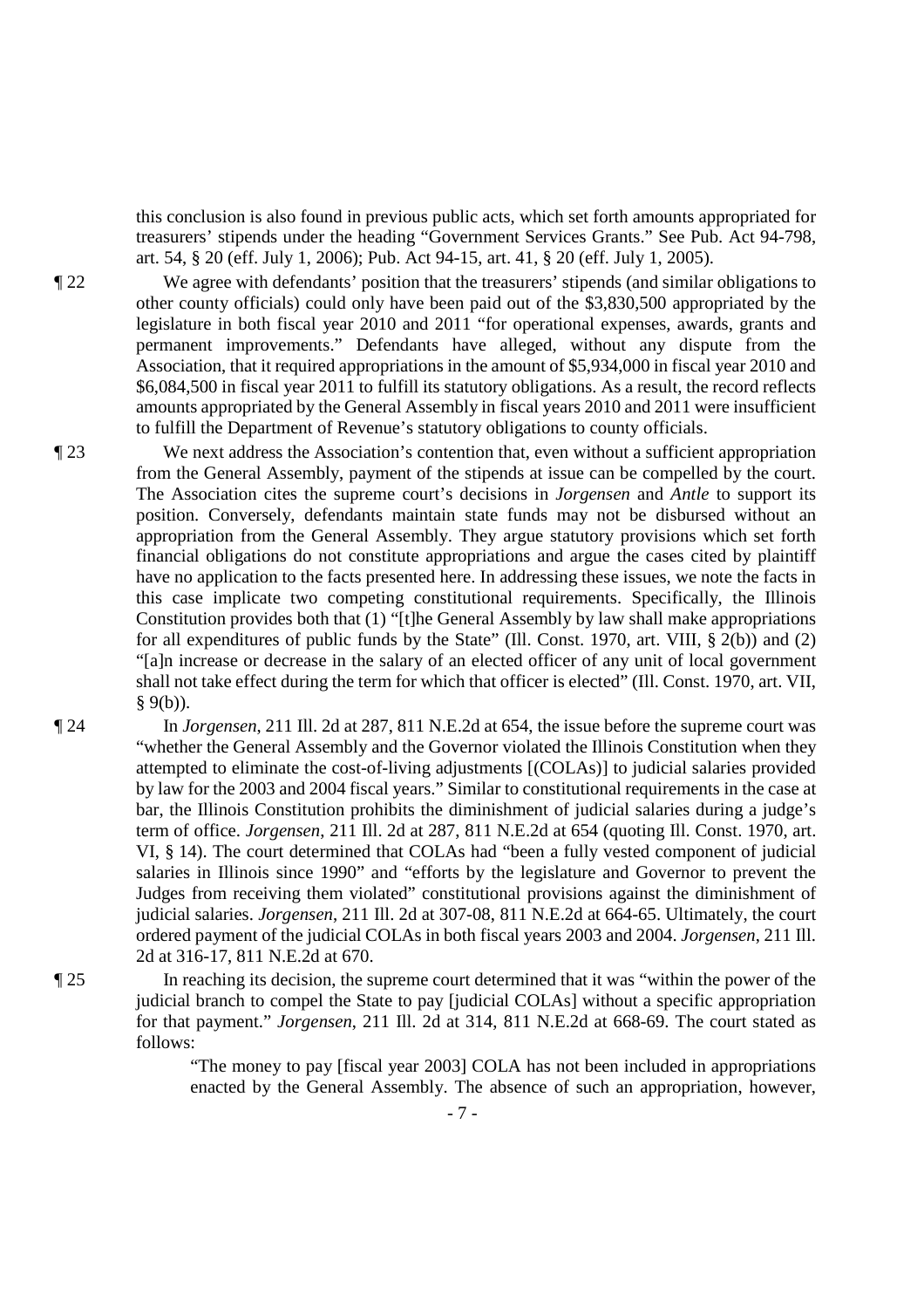this conclusion is also found in previous public acts, which set forth amounts appropriated for treasurers' stipends under the heading "Government Services Grants." See Pub. Act 94-798, art. 54, § 20 (eff. July 1, 2006); Pub. Act 94-15, art. 41, § 20 (eff. July 1, 2005).

¶ 22 We agree with defendants' position that the treasurers' stipends (and similar obligations to other county officials) could only have been paid out of the $3,830,500 appropriated by the legislature in both fiscal year 2010 and 2011 "for operational expenses, awards, grants and permanent improvements." Defendants have alleged, without any dispute from the Association, that it required appropriations in the amount of $5,934,000 in fiscal year 2010 and $6,084,500 in fiscal year 2011 to fulfill its statutory obligations. As a result, the record reflects amounts appropriated by the General Assembly in fiscal years 2010 and 2011 were insufficient to fulfill the Department of Revenue's statutory obligations to county officials.

¶ 23 We next address the Association's contention that, even without a sufficient appropriation from the General Assembly, payment of the stipends at issue can be compelled by the court. The Association cites the supreme court's decisions in *Jorgensen* and *Antle* to support its position. Conversely, defendants maintain state funds may not be disbursed without an appropriation from the General Assembly. They argue statutory provisions which set forth financial obligations do not constitute appropriations and argue the cases cited by plaintiff have no application to the facts presented here. In addressing these issues, we note the facts in this case implicate two competing constitutional requirements. Specifically, the Illinois Constitution provides both that (1) "[t]he General Assembly by law shall make appropriations for all expenditures of public funds by the State" (Ill. Const. 1970, art. VIII, § 2(b)) and (2) "[a]n increase or decrease in the salary of an elected officer of any unit of local government shall not take effect during the term for which that officer is elected" (Ill. Const. 1970, art. VII, § 9(b)).

¶ 24 In *Jorgensen*, 211 Ill. 2d at 287, 811 N.E.2d at 654, the issue before the supreme court was "whether the General Assembly and the Governor violated the Illinois Constitution when they attempted to eliminate the cost-of-living adjustments [(COLAs)] to judicial salaries provided by law for the 2003 and 2004 fiscal years." Similar to constitutional requirements in the case at bar, the Illinois Constitution prohibits the diminishment of judicial salaries during a judge's term of office. *Jorgensen*, 211 Ill. 2d at 287, 811 N.E.2d at 654 (quoting Ill. Const. 1970, art. VI, § 14). The court determined that COLAs had "been a fully vested component of judicial salaries in Illinois since 1990" and "efforts by the legislature and Governor to prevent the Judges from receiving them violated" constitutional provisions against the diminishment of judicial salaries. *Jorgensen*, 211 Ill. 2d at 307-08, 811 N.E.2d at 664-65. Ultimately, the court ordered payment of the judicial COLAs in both fiscal years 2003 and 2004. *Jorgensen*, 211 Ill. 2d at 316-17, 811 N.E.2d at 670.

¶ 25 In reaching its decision, the supreme court determined that it was "within the power of the judicial branch to compel the State to pay [judicial COLAs] without a specific appropriation for that payment." *Jorgensen*, 211 Ill. 2d at 314, 811 N.E.2d at 668-69. The court stated as follows:

> "The money to pay [fiscal year 2003] COLA has not been included in appropriations enacted by the General Assembly. The absence of such an appropriation, however,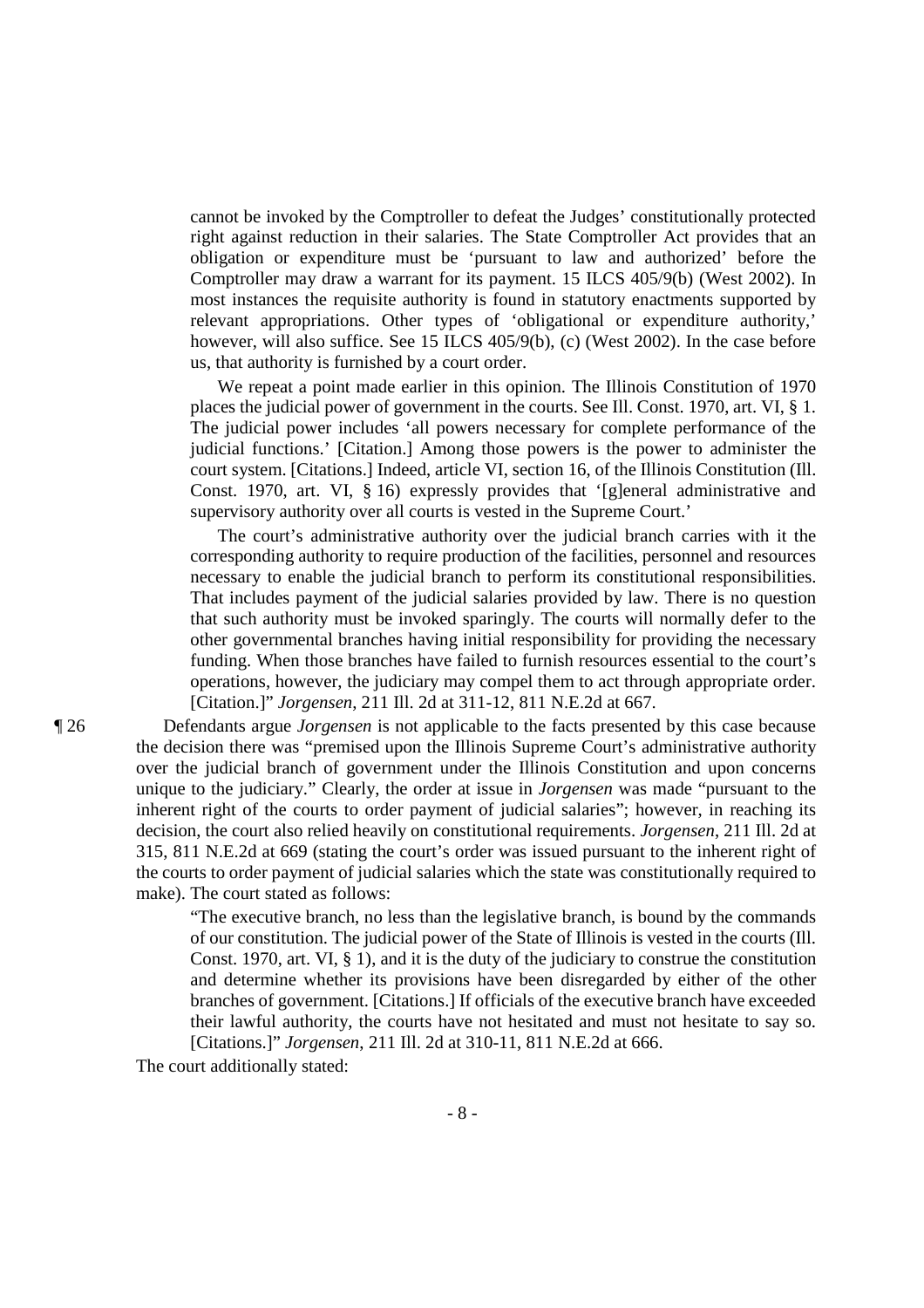cannot be invoked by the Comptroller to defeat the Judges' constitutionally protected right against reduction in their salaries. The State Comptroller Act provides that an obligation or expenditure must be 'pursuant to law and authorized' before the Comptroller may draw a warrant for its payment. 15 ILCS 405/9(b) (West 2002). In most instances the requisite authority is found in statutory enactments supported by relevant appropriations. Other types of 'obligational or expenditure authority,' however, will also suffice. See 15 ILCS 405/9(b), (c) (West 2002). In the case before us, that authority is furnished by a court order.

> We repeat a point made earlier in this opinion. The Illinois Constitution of 1970 places the judicial power of government in the courts. See Ill. Const. 1970, art. VI, § 1. The judicial power includes 'all powers necessary for complete performance of the judicial functions.' [Citation.] Among those powers is the power to administer the court system. [Citations.] Indeed, article VI, section 16, of the Illinois Constitution (Ill. Const. 1970, art. VI, § 16) expressly provides that '[g]eneral administrative and supervisory authority over all courts is vested in the Supreme Court.'
>
> The court's administrative authority over the judicial branch carries with it the corresponding authority to require production of the facilities, personnel and resources necessary to enable the judicial branch to perform its constitutional responsibilities. That includes payment of the judicial salaries provided by law. There is no question that such authority must be invoked sparingly. The courts will normally defer to the other governmental branches having initial responsibility for providing the necessary funding. When those branches have failed to furnish resources essential to the court's operations, however, the judiciary may compel them to act through appropriate order. [Citation.]" *Jorgensen*, 211 Ill. 2d at 311-12, 811 N.E.2d at 667.

¶ 26 Defendants argue *Jorgensen* is not applicable to the facts presented by this case because the decision there was "premised upon the Illinois Supreme Court's administrative authority over the judicial branch of government under the Illinois Constitution and upon concerns unique to the judiciary." Clearly, the order at issue in *Jorgensen* was made "pursuant to the inherent right of the courts to order payment of judicial salaries"; however, in reaching its decision, the court also relied heavily on constitutional requirements. *Jorgensen*, 211 Ill. 2d at 315, 811 N.E.2d at 669 (stating the court's order was issued pursuant to the inherent right of the courts to order payment of judicial salaries which the state was constitutionally required to make). The court stated as follows:

> "The executive branch, no less than the legislative branch, is bound by the commands of our constitution. The judicial power of the State of Illinois is vested in the courts (Ill. Const. 1970, art. VI, § 1), and it is the duty of the judiciary to construe the constitution and determine whether its provisions have been disregarded by either of the other branches of government. [Citations.] If officials of the executive branch have exceeded their lawful authority, the courts have not hesitated and must not hesitate to say so. [Citations.]" *Jorgensen*, 211 Ill. 2d at 310-11, 811 N.E.2d at 666.

The court additionally stated: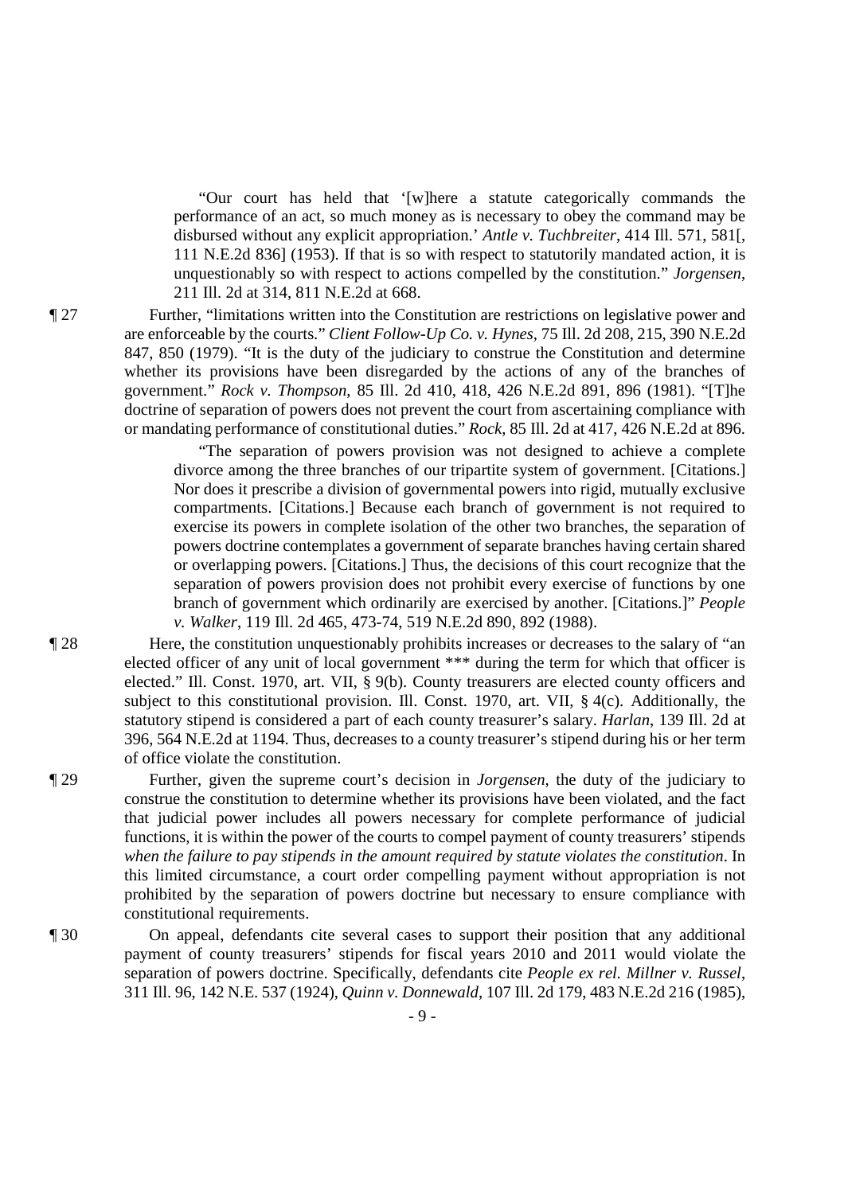> "Our court has held that '[w]here a statute categorically commands the performance of an act, so much money as is necessary to obey the command may be disbursed without any explicit appropriation.' *Antle v. Tuchbreiter*, 414 Ill. 571, 581[, 111 N.E.2d 836] (1953). If that is so with respect to statutorily mandated action, it is unquestionably so with respect to actions compelled by the constitution." *Jorgensen*, 211 Ill. 2d at 314, 811 N.E.2d at 668.

¶ 27 Further, "limitations written into the Constitution are restrictions on legislative power and are enforceable by the courts." *Client Follow-Up Co. v. Hynes*, 75 Ill. 2d 208, 215, 390 N.E.2d 847, 850 (1979). "It is the duty of the judiciary to construe the Constitution and determine whether its provisions have been disregarded by the actions of any of the branches of government." *Rock v. Thompson*, 85 Ill. 2d 410, 418, 426 N.E.2d 891, 896 (1981). "[T]he doctrine of separation of powers does not prevent the court from ascertaining compliance with or mandating performance of constitutional duties." *Rock*, 85 Ill. 2d at 417, 426 N.E.2d at 896.

> "The separation of powers provision was not designed to achieve a complete divorce among the three branches of our tripartite system of government. [Citations.] Nor does it prescribe a division of governmental powers into rigid, mutually exclusive compartments. [Citations.] Because each branch of government is not required to exercise its powers in complete isolation of the other two branches, the separation of powers doctrine contemplates a government of separate branches having certain shared or overlapping powers. [Citations.] Thus, the decisions of this court recognize that the separation of powers provision does not prohibit every exercise of functions by one branch of government which ordinarily are exercised by another. [Citations.]" *People v. Walker*, 119 Ill. 2d 465, 473-74, 519 N.E.2d 890, 892 (1988).

¶ 28 Here, the constitution unquestionably prohibits increases or decreases to the salary of "an elected officer of any unit of local government \*\*\* during the term for which that officer is elected." Ill. Const. 1970, art. VII, § 9(b). County treasurers are elected county officers and subject to this constitutional provision. Ill. Const. 1970, art. VII, § 4(c). Additionally, the statutory stipend is considered a part of each county treasurer's salary. *Harlan*, 139 Ill. 2d at 396, 564 N.E.2d at 1194. Thus, decreases to a county treasurer's stipend during his or her term of office violate the constitution.

¶ 29 Further, given the supreme court's decision in *Jorgensen*, the duty of the judiciary to construe the constitution to determine whether its provisions have been violated, and the fact that judicial power includes all powers necessary for complete performance of judicial functions, it is within the power of the courts to compel payment of county treasurers' stipends *when the failure to pay stipends in the amount required by statute violates the constitution*. In this limited circumstance, a court order compelling payment without appropriation is not prohibited by the separation of powers doctrine but necessary to ensure compliance with constitutional requirements.

¶ 30 On appeal, defendants cite several cases to support their position that any additional payment of county treasurers' stipends for fiscal years 2010 and 2011 would violate the separation of powers doctrine. Specifically, defendants cite *People ex rel. Millner v. Russel*, 311 Ill. 96, 142 N.E. 537 (1924), *Quinn v. Donnewald*, 107 Ill. 2d 179, 483 N.E.2d 216 (1985),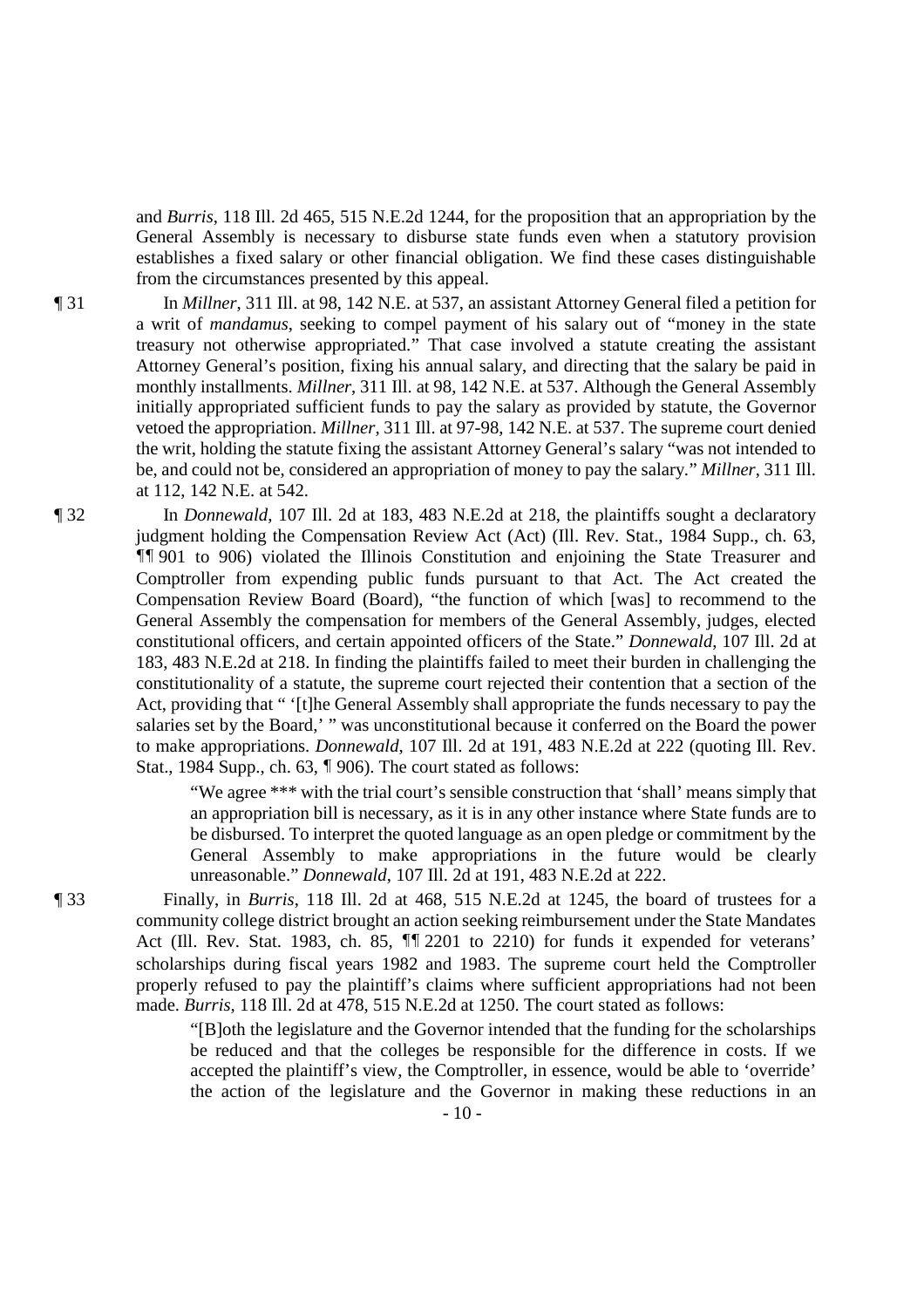and *Burris*, 118 Ill. 2d 465, 515 N.E.2d 1244, for the proposition that an appropriation by the General Assembly is necessary to disburse state funds even when a statutory provision establishes a fixed salary or other financial obligation. We find these cases distinguishable from the circumstances presented by this appeal.

¶ 31 In *Millner*, 311 Ill. at 98, 142 N.E. at 537, an assistant Attorney General filed a petition for a writ of *mandamus*, seeking to compel payment of his salary out of "money in the state treasury not otherwise appropriated." That case involved a statute creating the assistant Attorney General's position, fixing his annual salary, and directing that the salary be paid in monthly installments. *Millner*, 311 Ill. at 98, 142 N.E. at 537. Although the General Assembly initially appropriated sufficient funds to pay the salary as provided by statute, the Governor vetoed the appropriation. *Millner*, 311 Ill. at 97-98, 142 N.E. at 537. The supreme court denied the writ, holding the statute fixing the assistant Attorney General's salary "was not intended to be, and could not be, considered an appropriation of money to pay the salary." *Millner*, 311 Ill. at 112, 142 N.E. at 542.

¶ 32 In *Donnewald*, 107 Ill. 2d at 183, 483 N.E.2d at 218, the plaintiffs sought a declaratory judgment holding the Compensation Review Act (Act) (Ill. Rev. Stat., 1984 Supp., ch. 63, ¶¶ 901 to 906) violated the Illinois Constitution and enjoining the State Treasurer and Comptroller from expending public funds pursuant to that Act. The Act created the Compensation Review Board (Board), "the function of which [was] to recommend to the General Assembly the compensation for members of the General Assembly, judges, elected constitutional officers, and certain appointed officers of the State." *Donnewald*, 107 Ill. 2d at 183, 483 N.E.2d at 218. In finding the plaintiffs failed to meet their burden in challenging the constitutionality of a statute, the supreme court rejected their contention that a section of the Act, providing that " '[t]he General Assembly shall appropriate the funds necessary to pay the salaries set by the Board,' " was unconstitutional because it conferred on the Board the power to make appropriations. *Donnewald*, 107 Ill. 2d at 191, 483 N.E.2d at 222 (quoting Ill. Rev. Stat., 1984 Supp., ch. 63, ¶ 906). The court stated as follows:

> "We agree \*\*\* with the trial court's sensible construction that 'shall' means simply that an appropriation bill is necessary, as it is in any other instance where State funds are to be disbursed. To interpret the quoted language as an open pledge or commitment by the General Assembly to make appropriations in the future would be clearly unreasonable." *Donnewald*, 107 Ill. 2d at 191, 483 N.E.2d at 222.

¶ 33 Finally, in *Burris*, 118 Ill. 2d at 468, 515 N.E.2d at 1245, the board of trustees for a community college district brought an action seeking reimbursement under the State Mandates Act (Ill. Rev. Stat. 1983, ch. 85, ¶¶ 2201 to 2210) for funds it expended for veterans' scholarships during fiscal years 1982 and 1983. The supreme court held the Comptroller properly refused to pay the plaintiff's claims where sufficient appropriations had not been made. *Burris*, 118 Ill. 2d at 478, 515 N.E.2d at 1250. The court stated as follows:

> "[B]oth the legislature and the Governor intended that the funding for the scholarships be reduced and that the colleges be responsible for the difference in costs. If we accepted the plaintiff's view, the Comptroller, in essence, would be able to 'override' the action of the legislature and the Governor in making these reductions in an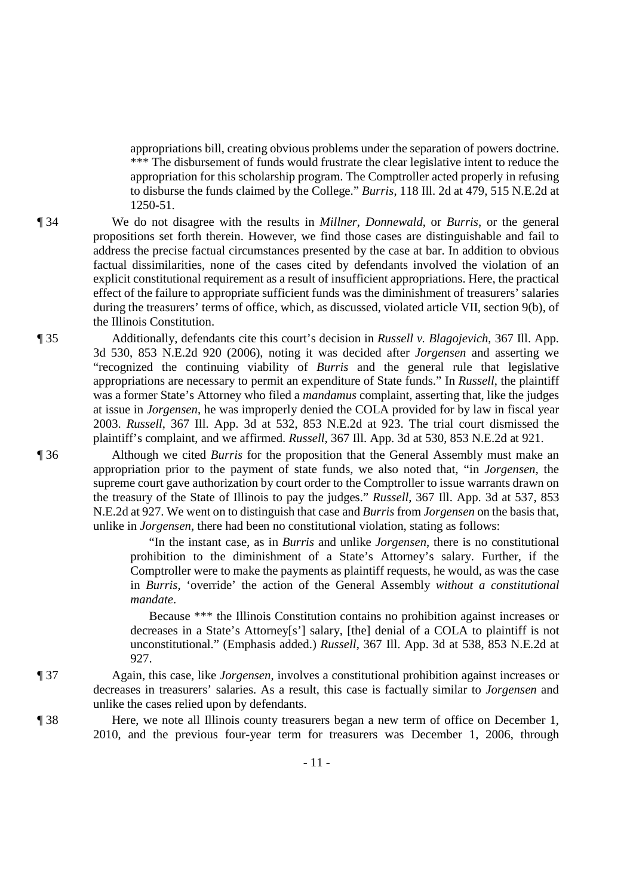appropriations bill, creating obvious problems under the separation of powers doctrine. *** The disbursement of funds would frustrate the clear legislative intent to reduce the appropriation for this scholarship program. The Comptroller acted properly in refusing to disburse the funds claimed by the College." *Burris*, 118 Ill. 2d at 479, 515 N.E.2d at 1250-51.

¶ 34 We do not disagree with the results in *Millner*, *Donnewald*, or *Burris*, or the general propositions set forth therein. However, we find those cases are distinguishable and fail to address the precise factual circumstances presented by the case at bar. In addition to obvious factual dissimilarities, none of the cases cited by defendants involved the violation of an explicit constitutional requirement as a result of insufficient appropriations. Here, the practical effect of the failure to appropriate sufficient funds was the diminishment of treasurers' salaries during the treasurers' terms of office, which, as discussed, violated article VII, section 9(b), of the Illinois Constitution.

¶ 35 Additionally, defendants cite this court's decision in *Russell v. Blagojevich*, 367 Ill. App. 3d 530, 853 N.E.2d 920 (2006), noting it was decided after *Jorgensen* and asserting we "recognized the continuing viability of *Burris* and the general rule that legislative appropriations are necessary to permit an expenditure of State funds." In *Russell*, the plaintiff was a former State's Attorney who filed a *mandamus* complaint, asserting that, like the judges at issue in *Jorgensen*, he was improperly denied the COLA provided for by law in fiscal year 2003. *Russell*, 367 Ill. App. 3d at 532, 853 N.E.2d at 923. The trial court dismissed the plaintiff's complaint, and we affirmed. *Russell*, 367 Ill. App. 3d at 530, 853 N.E.2d at 921.

¶ 36 Although we cited *Burris* for the proposition that the General Assembly must make an appropriation prior to the payment of state funds, we also noted that, "in *Jorgensen*, the supreme court gave authorization by court order to the Comptroller to issue warrants drawn on the treasury of the State of Illinois to pay the judges." *Russell*, 367 Ill. App. 3d at 537, 853 N.E.2d at 927. We went on to distinguish that case and *Burris* from *Jorgensen* on the basis that, unlike in *Jorgensen*, there had been no constitutional violation, stating as follows:

> "In the instant case, as in *Burris* and unlike *Jorgensen*, there is no constitutional prohibition to the diminishment of a State's Attorney's salary. Further, if the Comptroller were to make the payments as plaintiff requests, he would, as was the case in *Burris*, 'override' the action of the General Assembly *without a constitutional mandate*.
>
> Because *** the Illinois Constitution contains no prohibition against increases or decreases in a State's Attorney[s'] salary, [the] denial of a COLA to plaintiff is not unconstitutional." (Emphasis added.) *Russell*, 367 Ill. App. 3d at 538, 853 N.E.2d at 927.

¶ 37 Again, this case, like *Jorgensen*, involves a constitutional prohibition against increases or decreases in treasurers' salaries. As a result, this case is factually similar to *Jorgensen* and unlike the cases relied upon by defendants.

¶ 38 Here, we note all Illinois county treasurers began a new term of office on December 1, 2010, and the previous four-year term for treasurers was December 1, 2006, through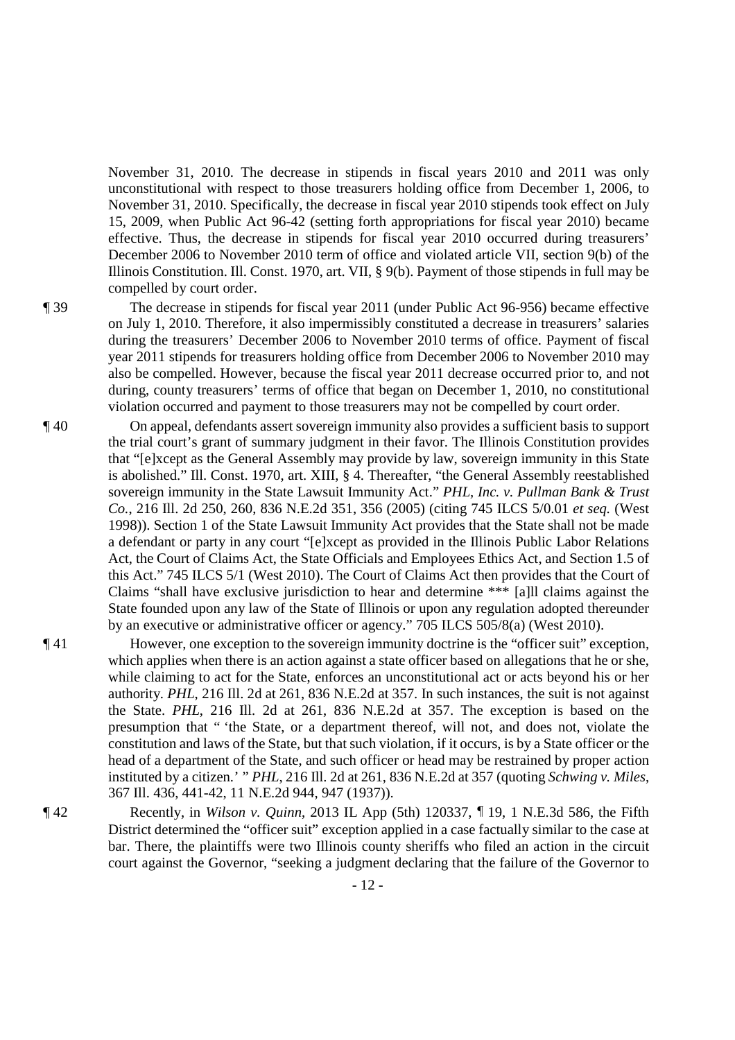November 31, 2010. The decrease in stipends in fiscal years 2010 and 2011 was only unconstitutional with respect to those treasurers holding office from December 1, 2006, to November 31, 2010. Specifically, the decrease in fiscal year 2010 stipends took effect on July 15, 2009, when Public Act 96-42 (setting forth appropriations for fiscal year 2010) became effective. Thus, the decrease in stipends for fiscal year 2010 occurred during treasurers' December 2006 to November 2010 term of office and violated article VII, section 9(b) of the Illinois Constitution. Ill. Const. 1970, art. VII, § 9(b). Payment of those stipends in full may be compelled by court order.

¶ 39 The decrease in stipends for fiscal year 2011 (under Public Act 96-956) became effective on July 1, 2010. Therefore, it also impermissibly constituted a decrease in treasurers' salaries during the treasurers' December 2006 to November 2010 terms of office. Payment of fiscal year 2011 stipends for treasurers holding office from December 2006 to November 2010 may also be compelled. However, because the fiscal year 2011 decrease occurred prior to, and not during, county treasurers' terms of office that began on December 1, 2010, no constitutional violation occurred and payment to those treasurers may not be compelled by court order.

¶ 40 On appeal, defendants assert sovereign immunity also provides a sufficient basis to support the trial court's grant of summary judgment in their favor. The Illinois Constitution provides that "[e]xcept as the General Assembly may provide by law, sovereign immunity in this State is abolished." Ill. Const. 1970, art. XIII, § 4. Thereafter, "the General Assembly reestablished sovereign immunity in the State Lawsuit Immunity Act." *PHL, Inc. v. Pullman Bank & Trust Co.*, 216 Ill. 2d 250, 260, 836 N.E.2d 351, 356 (2005) (citing 745 ILCS 5/0.01 *et seq.* (West 1998)). Section 1 of the State Lawsuit Immunity Act provides that the State shall not be made a defendant or party in any court "[e]xcept as provided in the Illinois Public Labor Relations Act, the Court of Claims Act, the State Officials and Employees Ethics Act, and Section 1.5 of this Act." 745 ILCS 5/1 (West 2010). The Court of Claims Act then provides that the Court of Claims "shall have exclusive jurisdiction to hear and determine *** [a]ll claims against the State founded upon any law of the State of Illinois or upon any regulation adopted thereunder by an executive or administrative officer or agency." 705 ILCS 505/8(a) (West 2010).

¶ 41 However, one exception to the sovereign immunity doctrine is the "officer suit" exception, which applies when there is an action against a state officer based on allegations that he or she, while claiming to act for the State, enforces an unconstitutional act or acts beyond his or her authority. *PHL*, 216 Ill. 2d at 261, 836 N.E.2d at 357. In such instances, the suit is not against the State. *PHL*, 216 Ill. 2d at 261, 836 N.E.2d at 357. The exception is based on the presumption that " 'the State, or a department thereof, will not, and does not, violate the constitution and laws of the State, but that such violation, if it occurs, is by a State officer or the head of a department of the State, and such officer or head may be restrained by proper action instituted by a citizen.' " *PHL*, 216 Ill. 2d at 261, 836 N.E.2d at 357 (quoting *Schwing v. Miles*, 367 Ill. 436, 441-42, 11 N.E.2d 944, 947 (1937)).

¶ 42 Recently, in *Wilson v. Quinn*, 2013 IL App (5th) 120337, ¶ 19, 1 N.E.3d 586, the Fifth District determined the "officer suit" exception applied in a case factually similar to the case at bar. There, the plaintiffs were two Illinois county sheriffs who filed an action in the circuit court against the Governor, "seeking a judgment declaring that the failure of the Governor to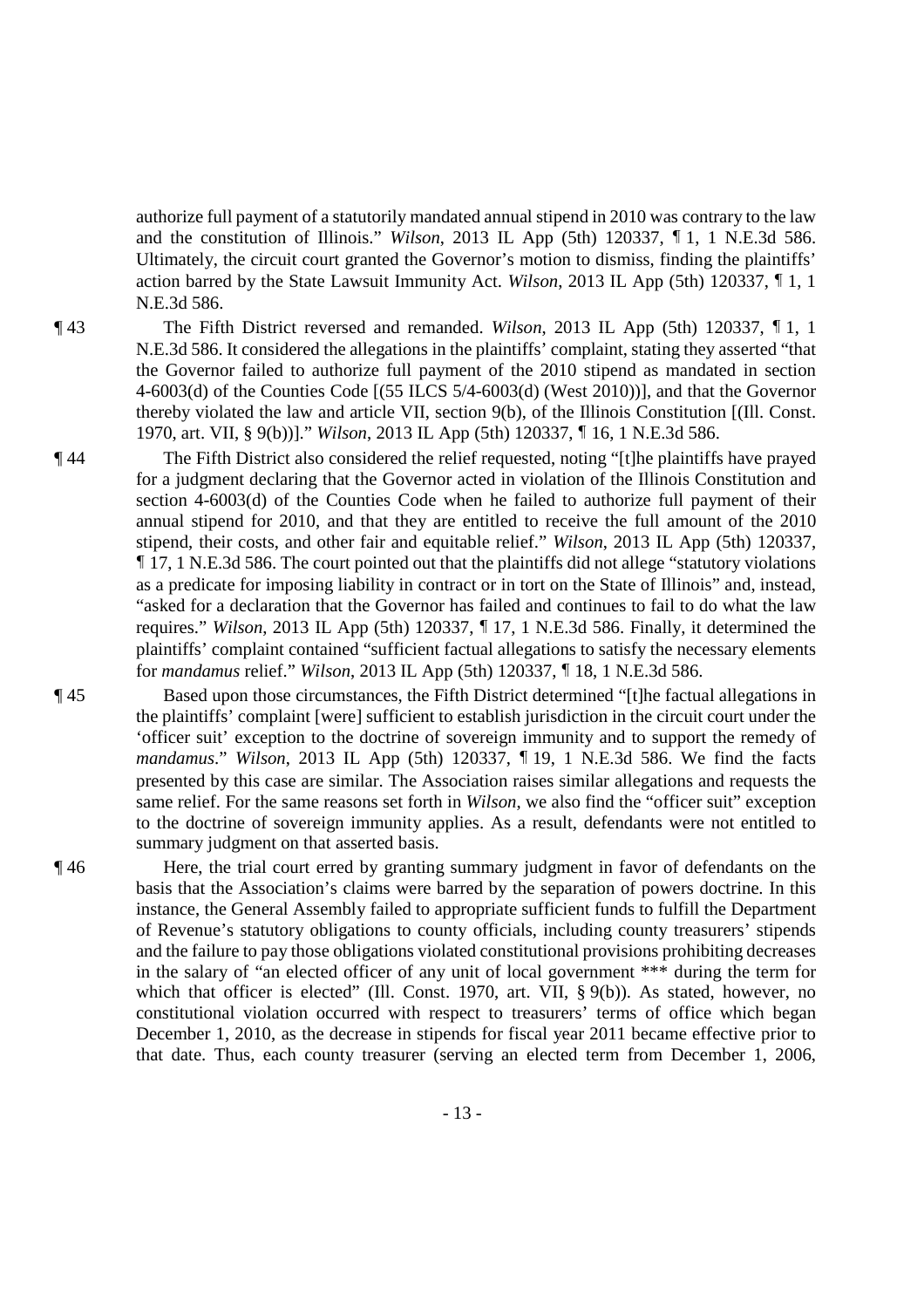authorize full payment of a statutorily mandated annual stipend in 2010 was contrary to the law and the constitution of Illinois." *Wilson*, 2013 IL App (5th) 120337, ¶ 1, 1 N.E.3d 586. Ultimately, the circuit court granted the Governor's motion to dismiss, finding the plaintiffs' action barred by the State Lawsuit Immunity Act. *Wilson*, 2013 IL App (5th) 120337, ¶ 1, 1 N.E.3d 586.

¶ 43 The Fifth District reversed and remanded. *Wilson*, 2013 IL App (5th) 120337, ¶ 1, 1 N.E.3d 586. It considered the allegations in the plaintiffs' complaint, stating they asserted "that the Governor failed to authorize full payment of the 2010 stipend as mandated in section 4-6003(d) of the Counties Code [(55 ILCS 5/4-6003(d) (West 2010))], and that the Governor thereby violated the law and article VII, section 9(b), of the Illinois Constitution [(Ill. Const. 1970, art. VII, § 9(b))]." *Wilson*, 2013 IL App (5th) 120337, ¶ 16, 1 N.E.3d 586.

¶ 44 The Fifth District also considered the relief requested, noting "[t]he plaintiffs have prayed for a judgment declaring that the Governor acted in violation of the Illinois Constitution and section 4-6003(d) of the Counties Code when he failed to authorize full payment of their annual stipend for 2010, and that they are entitled to receive the full amount of the 2010 stipend, their costs, and other fair and equitable relief." *Wilson*, 2013 IL App (5th) 120337, ¶ 17, 1 N.E.3d 586. The court pointed out that the plaintiffs did not allege "statutory violations as a predicate for imposing liability in contract or in tort on the State of Illinois" and, instead, "asked for a declaration that the Governor has failed and continues to fail to do what the law requires." *Wilson*, 2013 IL App (5th) 120337, ¶ 17, 1 N.E.3d 586. Finally, it determined the plaintiffs' complaint contained "sufficient factual allegations to satisfy the necessary elements for *mandamus* relief." *Wilson*, 2013 IL App (5th) 120337, ¶ 18, 1 N.E.3d 586.

¶ 45 Based upon those circumstances, the Fifth District determined "[t]he factual allegations in the plaintiffs' complaint [were] sufficient to establish jurisdiction in the circuit court under the 'officer suit' exception to the doctrine of sovereign immunity and to support the remedy of *mandamus*." *Wilson*, 2013 IL App (5th) 120337, ¶ 19, 1 N.E.3d 586. We find the facts presented by this case are similar. The Association raises similar allegations and requests the same relief. For the same reasons set forth in *Wilson*, we also find the "officer suit" exception to the doctrine of sovereign immunity applies. As a result, defendants were not entitled to summary judgment on that asserted basis.

¶ 46 Here, the trial court erred by granting summary judgment in favor of defendants on the basis that the Association's claims were barred by the separation of powers doctrine. In this instance, the General Assembly failed to appropriate sufficient funds to fulfill the Department of Revenue's statutory obligations to county officials, including county treasurers' stipends and the failure to pay those obligations violated constitutional provisions prohibiting decreases in the salary of "an elected officer of any unit of local government *** during the term for which that officer is elected" (Ill. Const. 1970, art. VII, § 9(b)). As stated, however, no constitutional violation occurred with respect to treasurers' terms of office which began December 1, 2010, as the decrease in stipends for fiscal year 2011 became effective prior to that date. Thus, each county treasurer (serving an elected term from December 1, 2006,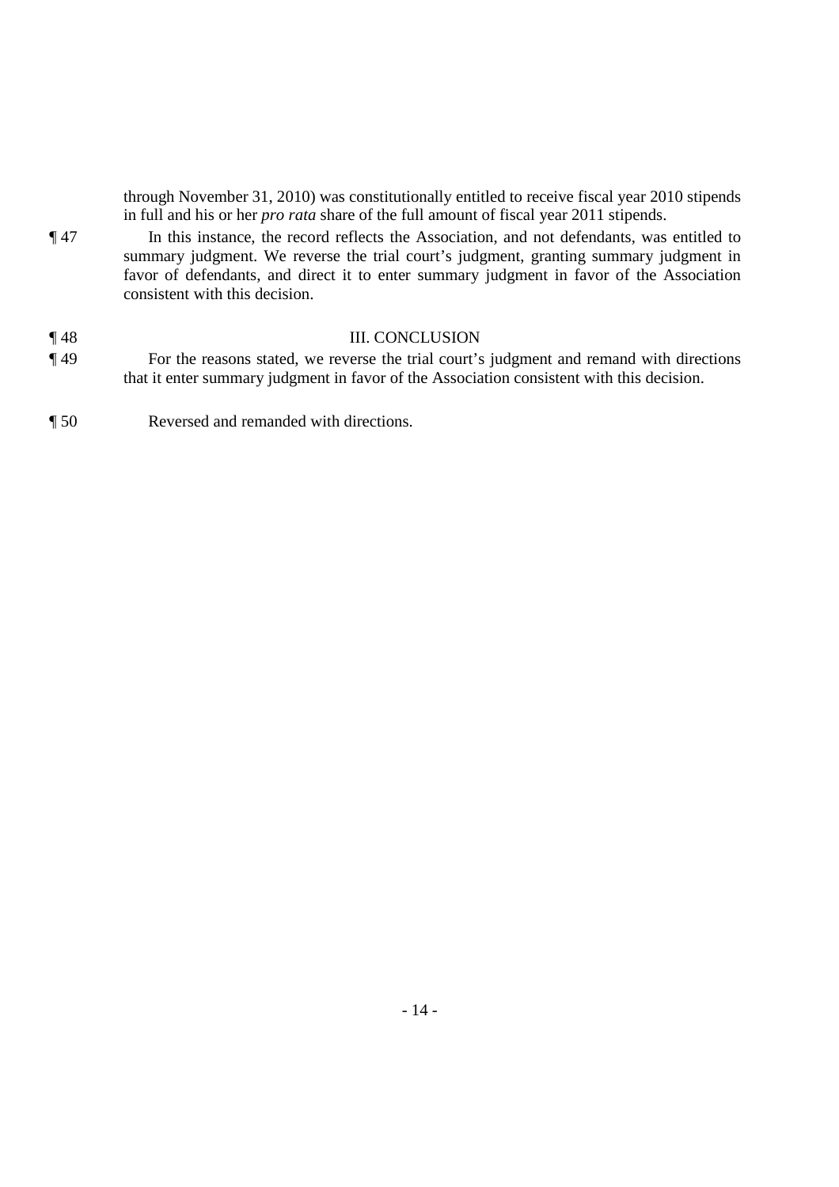through November 31, 2010) was constitutionally entitled to receive fiscal year 2010 stipends in full and his or her *pro rata* share of the full amount of fiscal year 2011 stipends.

¶ 47 In this instance, the record reflects the Association, and not defendants, was entitled to summary judgment. We reverse the trial court's judgment, granting summary judgment in favor of defendants, and direct it to enter summary judgment in favor of the Association consistent with this decision.

¶ 48 III. CONCLUSION

¶ 49 For the reasons stated, we reverse the trial court's judgment and remand with directions that it enter summary judgment in favor of the Association consistent with this decision.

¶ 50 Reversed and remanded with directions.